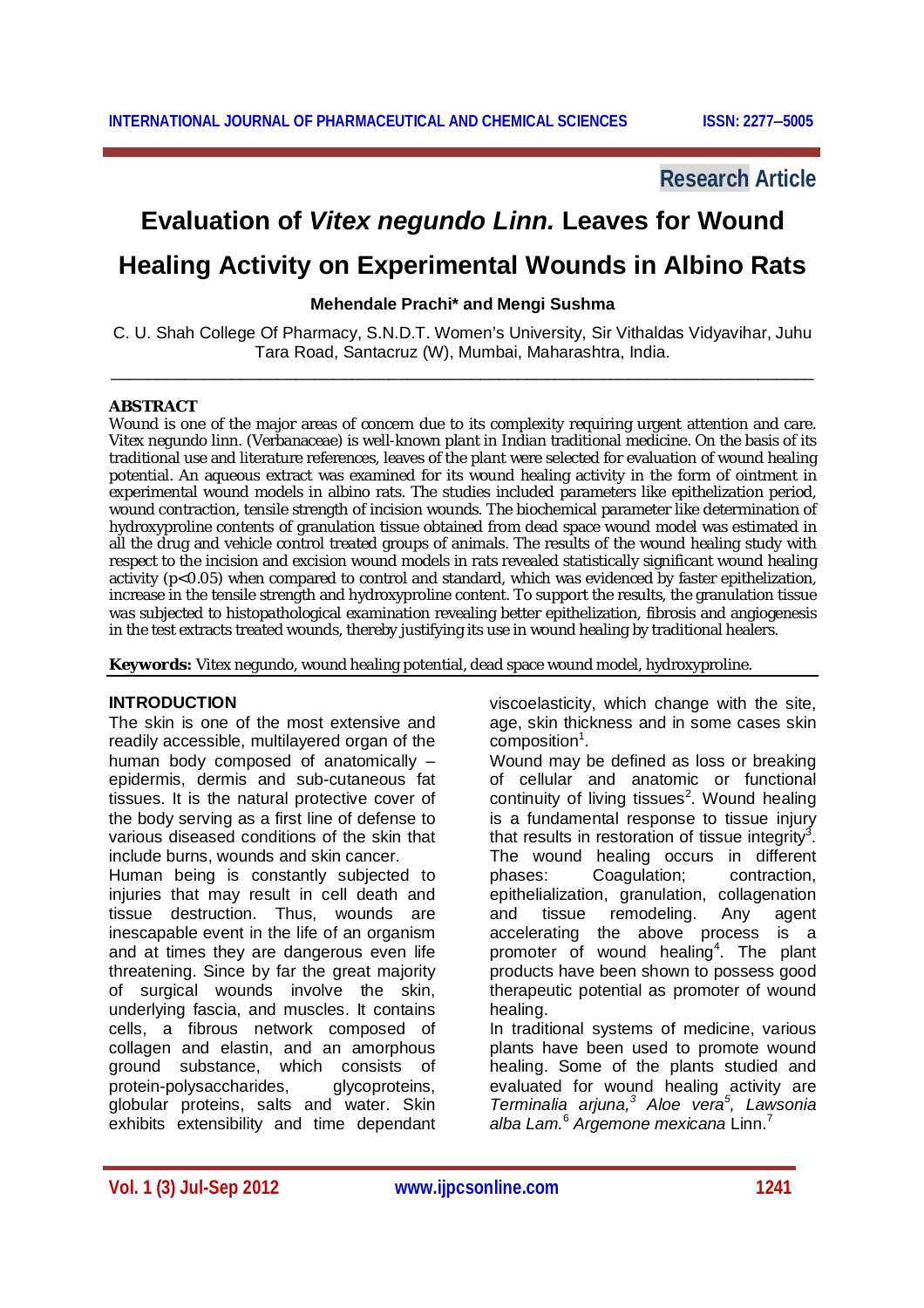Research Article

# Evaluation of *Vitex negundo Linn.* Leaves for Wound Healing Activity on Experimental Wounds in Albino Rats

**Mehendale Prachi\* and Mengi Sushma**

C. U. Shah College Of Pharmacy, S.N.D.T. Women's University, Sir Vithaldas Vidyavihar, Juhu Tara Road, Santacruz (W), Mumbai, Maharashtra, India.

## ABSTRACT

Wound is one of the major areas of concern due to its complexity requiring urgent attention and care. Vitex negundo linn. (Verbanaceae) is well-known plant in Indian traditional medicine. On the basis of its traditional use and literature references, leaves of the plant were selected for evaluation of wound healing potential. An aqueous extract was examined for its wound healing activity in the form of ointment in experimental wound models in albino rats. The studies included parameters like epithelization period, wound contraction, tensile strength of incision wounds. The biochemical parameter like determination of hydroxyproline contents of granulation tissue obtained from dead space wound model was estimated in all the drug and vehicle control treated groups of animals. The results of the wound healing study with respect to the incision and excision wound models in rats revealed statistically significant wound healing activity ($p<0.05$) when compared to control and standard, which was evidenced by faster epithelization, increase in the tensile strength and hydroxyproline content. To support the results, the granulation tissue was subjected to histopathological examination revealing better epithelization, fibrosis and angiogenesis in the test extracts treated wounds, thereby justifying its use in wound healing by traditional healers.

**Keywords:** Vitex negundo, wound healing potential, dead space wound model, hydroxyproline.

## INTRODUCTION

The skin is one of the most extensive and readily accessible, multilayered organ of the human body composed of anatomically – epidermis, dermis and sub-cutaneous fat tissues. It is the natural protective cover of the body serving as a first line of defense to various diseased conditions of the skin that include burns, wounds and skin cancer.

Human being is constantly subjected to injuries that may result in cell death and tissue destruction. Thus, wounds are inescapable event in the life of an organism and at times they are dangerous even life threatening. Since by far the great majority of surgical wounds involve the skin, underlying fascia, and muscles. It contains cells, a fibrous network composed of collagen and elastin, and an amorphous ground substance, which consists of protein-polysaccharides, glycoproteins, globular proteins, salts and water. Skin exhibits extensibility and time dependant viscoelasticity, which change with the site, age, skin thickness and in some cases skin composition[1].

Wound may be defined as loss or breaking of cellular and anatomic or functional continuity of living tissues[2]. Wound healing is a fundamental response to tissue injury that results in restoration of tissue integrity[3]. The wound healing occurs in different phases: Coagulation; contraction, epithelialization, granulation, collagenation and tissue remodeling. Any agent accelerating the above process is a promoter of wound healing[4]. The plant products have been shown to possess good therapeutic potential as promoter of wound healing.

In traditional systems of medicine, various plants have been used to promote wound healing. Some of the plants studied and evaluated for wound healing activity are *Terminalia arjuna,*[3] *Aloe vera*[5], *Lawsonia alba Lam.*[6] *Argemone mexicana* Linn.[7]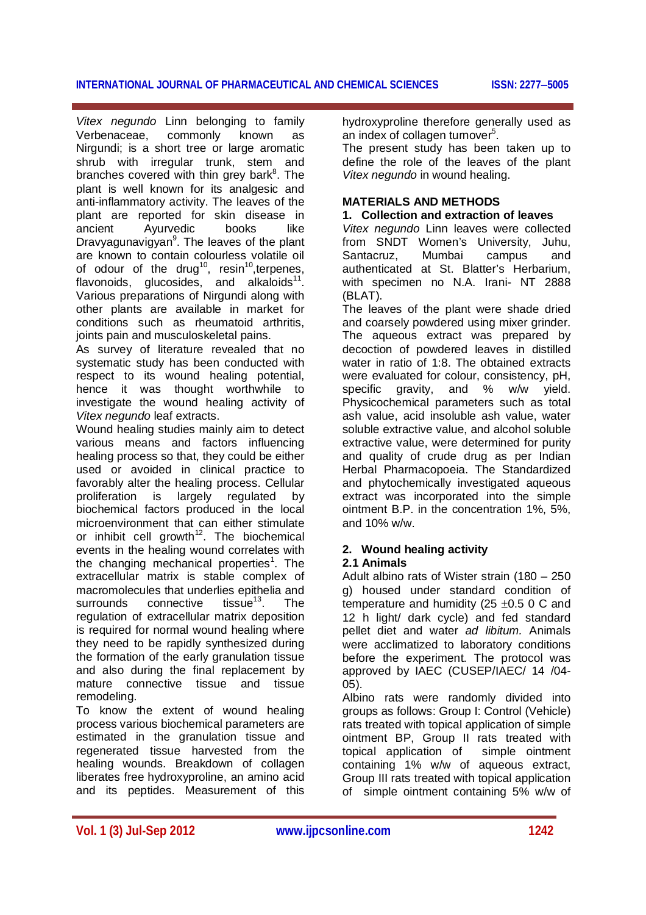*Vitex negundo* Linn belonging to family Verbenaceae, commonly known as Nirgundi; is a short tree or large aromatic shrub with irregular trunk, stem and branches covered with thin grey bark[8]. The plant is well known for its analgesic and anti-inflammatory activity. The leaves of the plant are reported for skin disease in ancient Ayurvedic books like Dravyagunavigyan[9]. The leaves of the plant are known to contain colourless volatile oil of odour of the drug[10], resin[10],terpenes, flavonoids, glucosides, and alkaloids[11]. Various preparations of Nirgundi along with other plants are available in market for conditions such as rheumatoid arthritis, joints pain and musculoskeletal pains.

As survey of literature revealed that no systematic study has been conducted with respect to its wound healing potential, hence it was thought worthwhile to investigate the wound healing activity of *Vitex negundo* leaf extracts.

Wound healing studies mainly aim to detect various means and factors influencing healing process so that, they could be either used or avoided in clinical practice to favorably alter the healing process. Cellular proliferation is largely regulated by biochemical factors produced in the local microenvironment that can either stimulate or inhibit cell growth[12]. The biochemical events in the healing wound correlates with the changing mechanical properties[1]. The extracellular matrix is stable complex of macromolecules that underlies epithelia and surrounds connective tissue[13]. The regulation of extracellular matrix deposition is required for normal wound healing where they need to be rapidly synthesized during the formation of the early granulation tissue and also during the final replacement by mature connective tissue and tissue remodeling.

To know the extent of wound healing process various biochemical parameters are estimated in the granulation tissue and regenerated tissue harvested from the healing wounds. Breakdown of collagen liberates free hydroxyproline, an amino acid and its peptides. Measurement of this hydroxyproline therefore generally used as an index of collagen turnover[5].

The present study has been taken up to define the role of the leaves of the plant *Vitex negundo* in wound healing.

## MATERIALS AND METHODS

### 1. Collection and extraction of leaves

*Vitex negundo* Linn leaves were collected from SNDT Women's University, Juhu, Santacruz, Mumbai campus and authenticated at St. Blatter's Herbarium, with specimen no N.A. Irani- NT 2888 (BLAT).

The leaves of the plant were shade dried and coarsely powdered using mixer grinder. The aqueous extract was prepared by decoction of powdered leaves in distilled water in ratio of 1:8. The obtained extracts were evaluated for colour, consistency, pH, specific gravity, and % w/w yield. Physicochemical parameters such as total ash value, acid insoluble ash value, water soluble extractive value, and alcohol soluble extractive value, were determined for purity and quality of crude drug as per Indian Herbal Pharmacopoeia. The Standardized and phytochemically investigated aqueous extract was incorporated into the simple ointment B.P. in the concentration 1%, 5%, and 10% w/w.

### 2. Wound healing activity

#### 2.1 Animals

Adult albino rats of Wister strain (180 – 250 g) housed under standard condition of temperature and humidity (25 ±0.5 0 C and 12 h light/ dark cycle) and fed standard pellet diet and water *ad libitum.* Animals were acclimatized to laboratory conditions before the experiment. The protocol was approved by IAEC (CUSEP/IAEC/ 14 /04-05).

Albino rats were randomly divided into groups as follows: Group I: Control (Vehicle) rats treated with topical application of simple ointment BP, Group II rats treated with topical application of simple ointment containing 1% w/w of aqueous extract, Group III rats treated with topical application of simple ointment containing 5% w/w of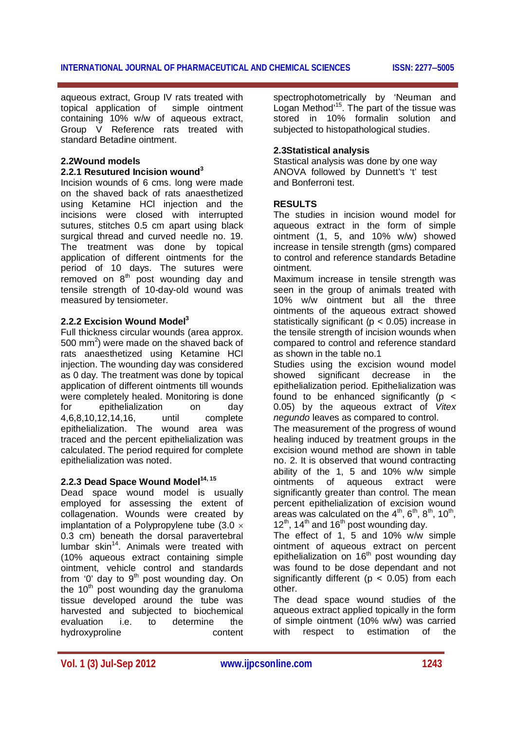aqueous extract, Group IV rats treated with topical application of simple ointment containing 10% w/w of aqueous extract, Group V Reference rats treated with standard Betadine ointment.

### 2.2 Wound models

#### 2.2.1 Resutured Incision wound[3]

Incision wounds of 6 cms. long were made on the shaved back of rats anaesthetized using Ketamine HCl injection and the incisions were closed with interrupted sutures, stitches 0.5 cm apart using black surgical thread and curved needle no. 19. The treatment was done by topical application of different ointments for the period of 10 days. The sutures were removed on 8th post wounding day and tensile strength of 10-day-old wound was measured by tensiometer.

#### 2.2.2 Excision Wound Model[3]

Full thickness circular wounds (area approx. 500 $mm^2$) were made on the shaved back of rats anaesthetized using Ketamine HCl injection. The wounding day was considered as 0 day. The treatment was done by topical application of different ointments till wounds were completely healed. Monitoring is done for epithelialization on day 4,6,8,10,12,14,16, until complete epithelialization. The wound area was traced and the percent epithelialization was calculated. The period required for complete epithelialization was noted.

#### 2.2.3 Dead Space Wound Model[14, 15]

Dead space wound model is usually employed for assessing the extent of collagenation. Wounds were created by implantation of a Polypropylene tube (3.0 × 0.3 cm) beneath the dorsal paravertebral lumbar skin[14]. Animals were treated with (10% aqueous extract containing simple ointment, vehicle control and standards from '0' day to 9th post wounding day. On the 10th post wounding day the granuloma tissue developed around the tube was harvested and subjected to biochemical evaluation i.e. to determine the hydroxyproline content spectrophotometrically by 'Neuman and Logan Method'[15]. The part of the tissue was stored in 10% formalin solution and subjected to histopathological studies.

### 2.3 Statistical analysis

Stastical analysis was done by one way ANOVA followed by Dunnett's 't' test and Bonferroni test.

## RESULTS

The studies in incision wound model for aqueous extract in the form of simple ointment (1, 5, and 10% w/w) showed increase in tensile strength (gms) compared to control and reference standards Betadine ointment.

Maximum increase in tensile strength was seen in the group of animals treated with 10% w/w ointment but all the three ointments of the aqueous extract showed statistically significant ($p < 0.05$) increase in the tensile strength of incision wounds when compared to control and reference standard as shown in the table no.1

Studies using the excision wound model showed significant decrease in the epithelialization period. Epithelialization was found to be enhanced significantly ($p < 0.05$) by the aqueous extract of *Vitex negundo* leaves as compared to control.

The measurement of the progress of wound healing induced by treatment groups in the excision wound method are shown in table no. 2. It is observed that wound contracting ability of the 1, 5 and 10% w/w simple ointments of aqueous extract were significantly greater than control. The mean percent epithelialization of excision wound areas was calculated on the 4th, 6th, 8th, 10th, 12th, 14th and 16th post wounding day.

The effect of 1, 5 and 10% w/w simple ointment of aqueous extract on percent epithelialization on 16th post wounding day was found to be dose dependant and not significantly different ($p < 0.05$) from each other.

The dead space wound studies of the aqueous extract applied topically in the form of simple ointment (10% w/w) was carried with respect to estimation of the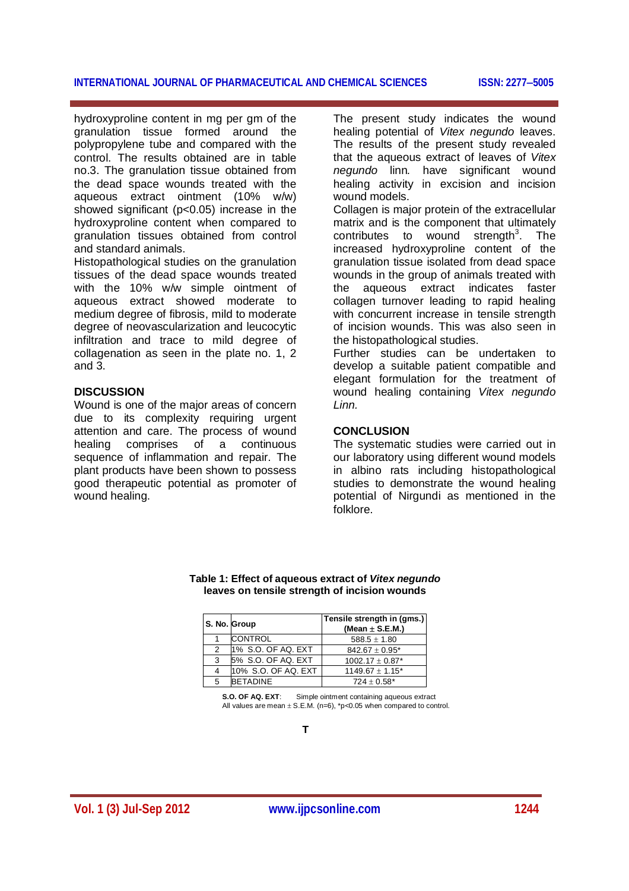hydroxyproline content in mg per gm of the granulation tissue formed around the polypropylene tube and compared with the control. The results obtained are in table no.3. The granulation tissue obtained from the dead space wounds treated with the aqueous extract ointment (10% w/w) showed significant ($p<0.05$) increase in the hydroxyproline content when compared to granulation tissues obtained from control and standard animals.

Histopathological studies on the granulation tissues of the dead space wounds treated with the 10% w/w simple ointment of aqueous extract showed moderate to medium degree of fibrosis, mild to moderate degree of neovascularization and leucocytic infiltration and trace to mild degree of collagenation as seen in the plate no. 1, 2 and 3.

## DISCUSSION

Wound is one of the major areas of concern due to its complexity requiring urgent attention and care. The process of wound healing comprises of a continuous sequence of inflammation and repair. The plant products have been shown to possess good therapeutic potential as promoter of wound healing.

The present study indicates the wound healing potential of *Vitex negundo* leaves. The results of the present study revealed that the aqueous extract of leaves of *Vitex negundo* linn*.* have significant wound healing activity in excision and incision wound models.

Collagen is major protein of the extracellular matrix and is the component that ultimately contributes to wound strength[3]. The increased hydroxyproline content of the granulation tissue isolated from dead space wounds in the group of animals treated with the aqueous extract indicates faster collagen turnover leading to rapid healing with concurrent increase in tensile strength of incision wounds. This was also seen in the histopathological studies.

Further studies can be undertaken to develop a suitable patient compatible and elegant formulation for the treatment of wound healing containing *Vitex negundo Linn.*

## CONCLUSION

The systematic studies were carried out in our laboratory using different wound models in albino rats including histopathological studies to demonstrate the wound healing potential of Nirgundi as mentioned in the folklore.

**Table 1: Effect of aqueous extract of *Vitex negundo* leaves on tensile strength of incision wounds**

| S. No. | Group | Tensile strength in (gms.) (Mean ± S.E.M.) |
|---|---|---|
| 1 | CONTROL | 588.5 ± 1.80 |
| 2 | 1% S.O. OF AQ. EXT | 842.67 ± 0.95* |
| 3 | 5% S.O. OF AQ. EXT | 1002.17 ± 0.87* |
| 4 | 10% S.O. OF AQ. EXT | 1149.67 ± 1.15* |
| 5 | BETADINE | 724 ± 0.58* |

**S.O. OF AQ. EXT**: Simple ointment containing aqueous extract
All values are mean ± S.E.M. (n=6), *$p<0.05$ when compared to control.

T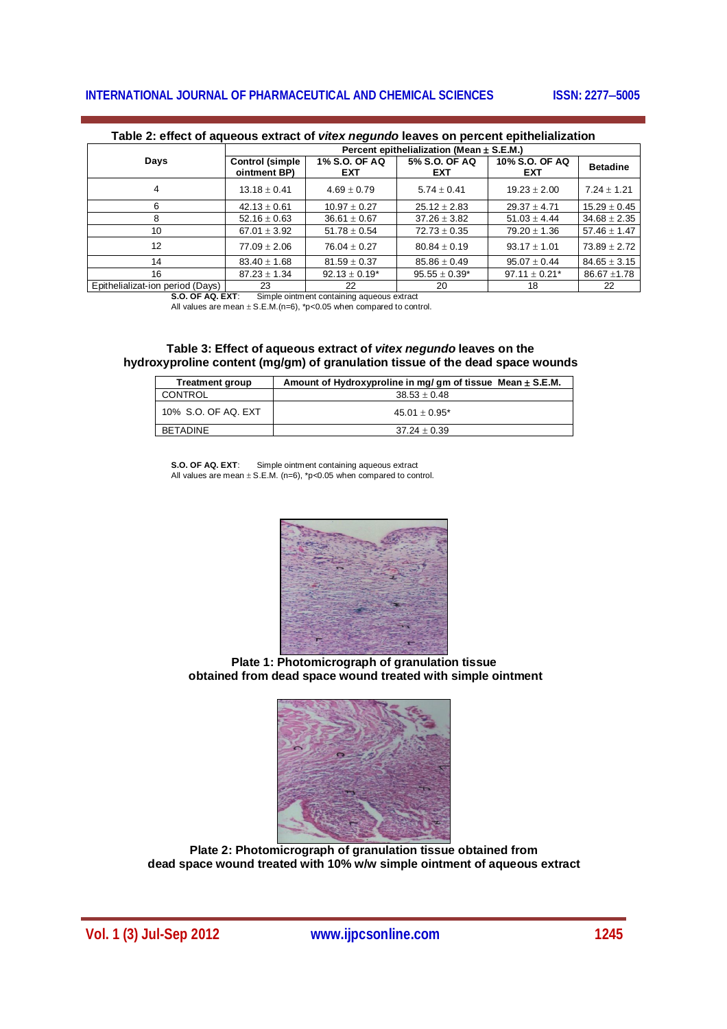**Table 2: effect of aqueous extract of *vitex negundo* leaves on percent epithelialization**

| Days | Percent epithelialization (Mean ± S.E.M.) | | | | |
|---|---|---|---|---|---|
| | Control (simple ointment BP) | 1% S.O. OF AQ EXT | 5% S.O. OF AQ EXT | 10% S.O. OF AQ EXT | Betadine |
| 4 | 13.18 ± 0.41 | 4.69 ± 0.79 | 5.74 ± 0.41 | 19.23 ± 2.00 | 7.24 ± 1.21 |
| 6 | 42.13 ± 0.61 | 10.97 ± 0.27 | 25.12 ± 2.83 | 29.37 ± 4.71 | 15.29 ± 0.45 |
| 8 | 52.16 ± 0.63 | 36.61 ± 0.67 | 37.26 ± 3.82 | 51.03 ± 4.44 | 34.68 ± 2.35 |
| 10 | 67.01 ± 3.92 | 51.78 ± 0.54 | 72.73 ± 0.35 | 79.20 ± 1.36 | 57.46 ± 1.47 |
| 12 | 77.09 ± 2.06 | 76.04 ± 0.27 | 80.84 ± 0.19 | 93.17 ± 1.01 | 73.89 ± 2.72 |
| 14 | 83.40 ± 1.68 | 81.59 ± 0.37 | 85.86 ± 0.49 | 95.07 ± 0.44 | 84.65 ± 3.15 |
| 16 | 87.23 ± 1.34 | 92.13 ± 0.19* | 95.55 ± 0.39* | 97.11 ± 0.21* | 86.67 ±1.78 |
| Epithelializat-ion period (Days) | 23 | 22 | 20 | 18 | 22 |

**S.O. OF AQ. EXT**: Simple ointment containing aqueous extract
All values are mean ± S.E.M.(n=6), *$p<0.05$ when compared to control.

**Table 3: Effect of aqueous extract of *vitex negundo* leaves on the hydroxyproline content (mg/gm) of granulation tissue of the dead space wounds**

| Treatment group | Amount of Hydroxyproline in mg/ gm of tissue Mean ± S.E.M. |
|---|---|
| CONTROL | 38.53 ± 0.48 |
| 10% S.O. OF AQ. EXT | 45.01 ± 0.95* |
| BETADINE | 37.24 ± 0.39 |

**S.O. OF AQ. EXT**: Simple ointment containing aqueous extract
All values are mean ± S.E.M. (n=6), *$p<0.05$ when compared to control.

**Plate 1: Photomicrograph of granulation tissue obtained from dead space wound treated with simple ointment**

**Plate 2: Photomicrograph of granulation tissue obtained from dead space wound treated with 10% w/w simple ointment of aqueous extract**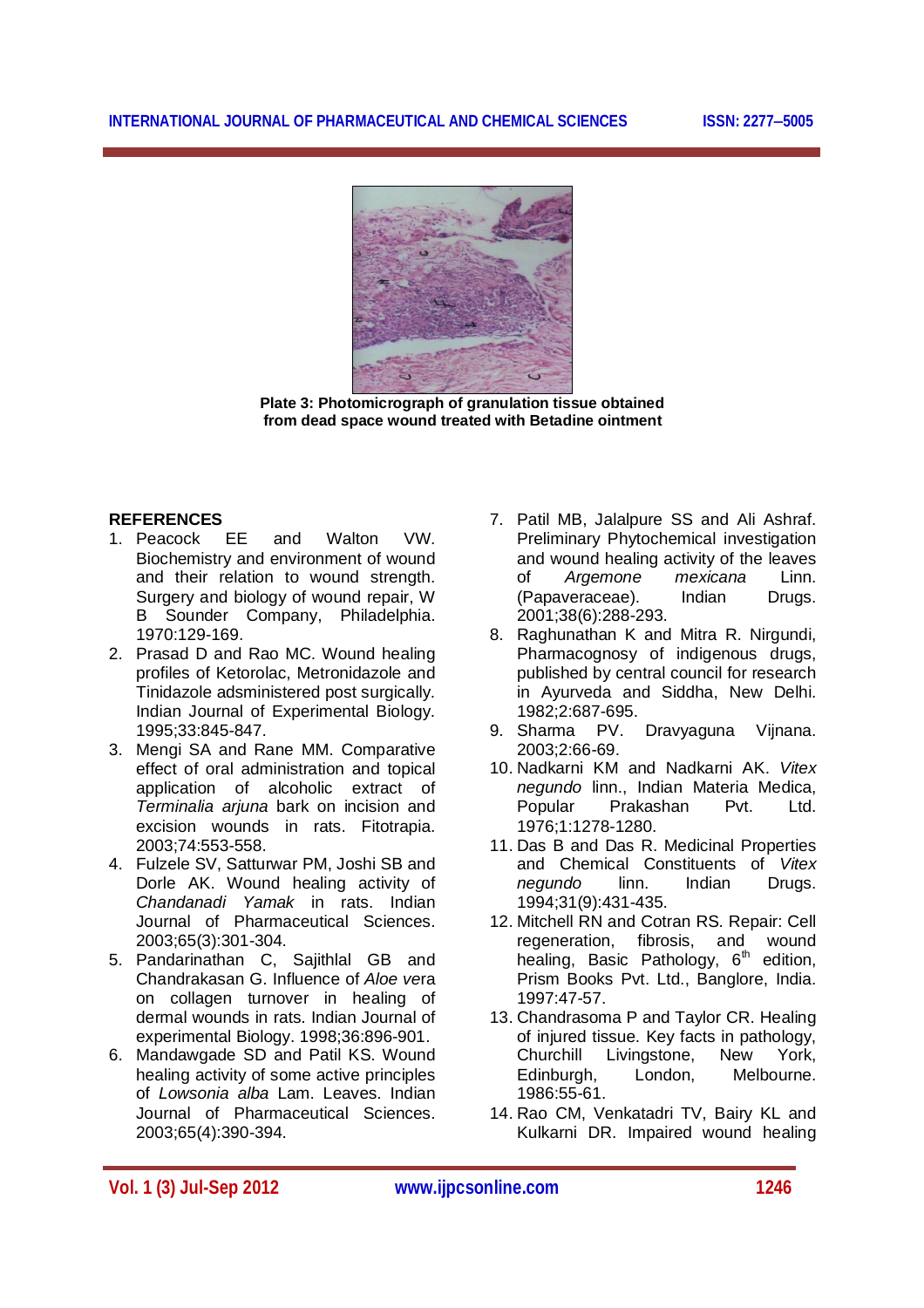Plate 3: Photomicrograph of granulation tissue obtained from dead space wound treated with Betadine ointment

## REFERENCES

1. Peacock EE and Walton VW. Biochemistry and environment of wound and their relation to wound strength. Surgery and biology of wound repair, W B Sounder Company, Philadelphia. 1970:129-169.
2. Prasad D and Rao MC. Wound healing profiles of Ketorolac, Metronidazole and Tinidazole adsministered post surgically. Indian Journal of Experimental Biology. 1995;33:845-847.
3. Mengi SA and Rane MM. Comparative effect of oral administration and topical application of alcoholic extract of *Terminalia arjuna* bark on incision and excision wounds in rats. Fitotrapia. 2003;74:553-558.
4. Fulzele SV, Satturwar PM, Joshi SB and Dorle AK. Wound healing activity of *Chandanadi Yamak* in rats. Indian Journal of Pharmaceutical Sciences. 2003;65(3):301-304.
5. Pandarinathan C, Sajithlal GB and Chandrakasan G. Influence of *Aloe ve*ra on collagen turnover in healing of dermal wounds in rats. Indian Journal of experimental Biology. 1998;36:896-901.
6. Mandawgade SD and Patil KS. Wound healing activity of some active principles of *Lowsonia alba* Lam. Leaves. Indian Journal of Pharmaceutical Sciences. 2003;65(4):390-394.
7. Patil MB, Jalalpure SS and Ali Ashraf. Preliminary Phytochemical investigation and wound healing activity of the leaves of *Argemone mexicana* Linn. (Papaveraceae). Indian Drugs. 2001;38(6):288-293.
8. Raghunathan K and Mitra R. Nirgundi, Pharmacognosy of indigenous drugs, published by central council for research in Ayurveda and Siddha, New Delhi. 1982;2:687-695.
9. Sharma PV. Dravyaguna Vijnana. 2003;2:66-69.
10. Nadkarni KM and Nadkarni AK. *Vitex negundo* linn., Indian Materia Medica, Popular Prakashan Pvt. Ltd. 1976;1:1278-1280.
11. Das B and Das R. Medicinal Properties and Chemical Constituents of *Vitex negundo* linn. Indian Drugs. 1994;31(9):431-435.
12. Mitchell RN and Cotran RS. Repair: Cell regeneration, fibrosis, and wound healing, Basic Pathology, 6th edition, Prism Books Pvt. Ltd., Banglore, India. 1997:47-57.
13. Chandrasoma P and Taylor CR. Healing of injured tissue. Key facts in pathology, Churchill Livingstone, New York, Edinburgh, London, Melbourne. 1986:55-61.
14. Rao CM, Venkatadri TV, Bairy KL and Kulkarni DR. Impaired wound healing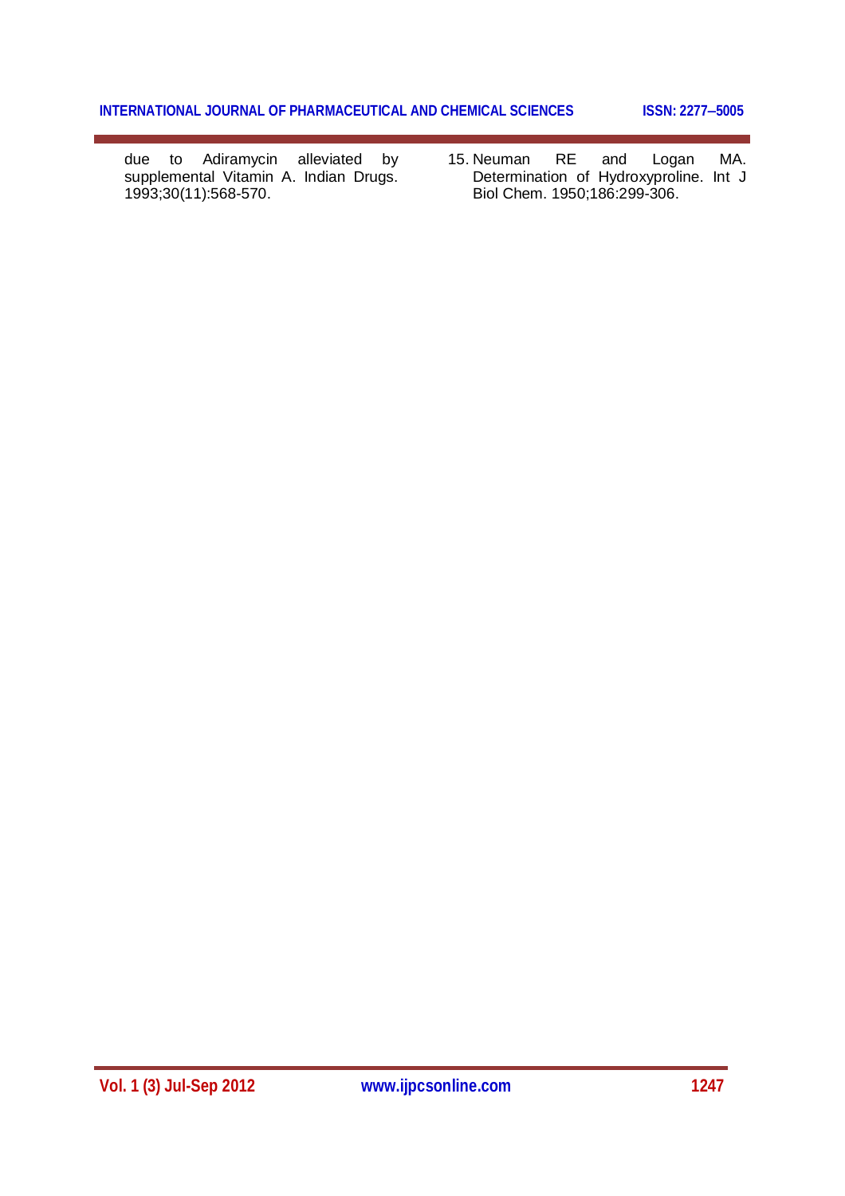due to Adiramycin alleviated by supplemental Vitamin A. Indian Drugs. 1993;30(11):568-570.

15. Neuman RE and Logan MA. Determination of Hydroxyproline. Int J Biol Chem. 1950;186:299-306.